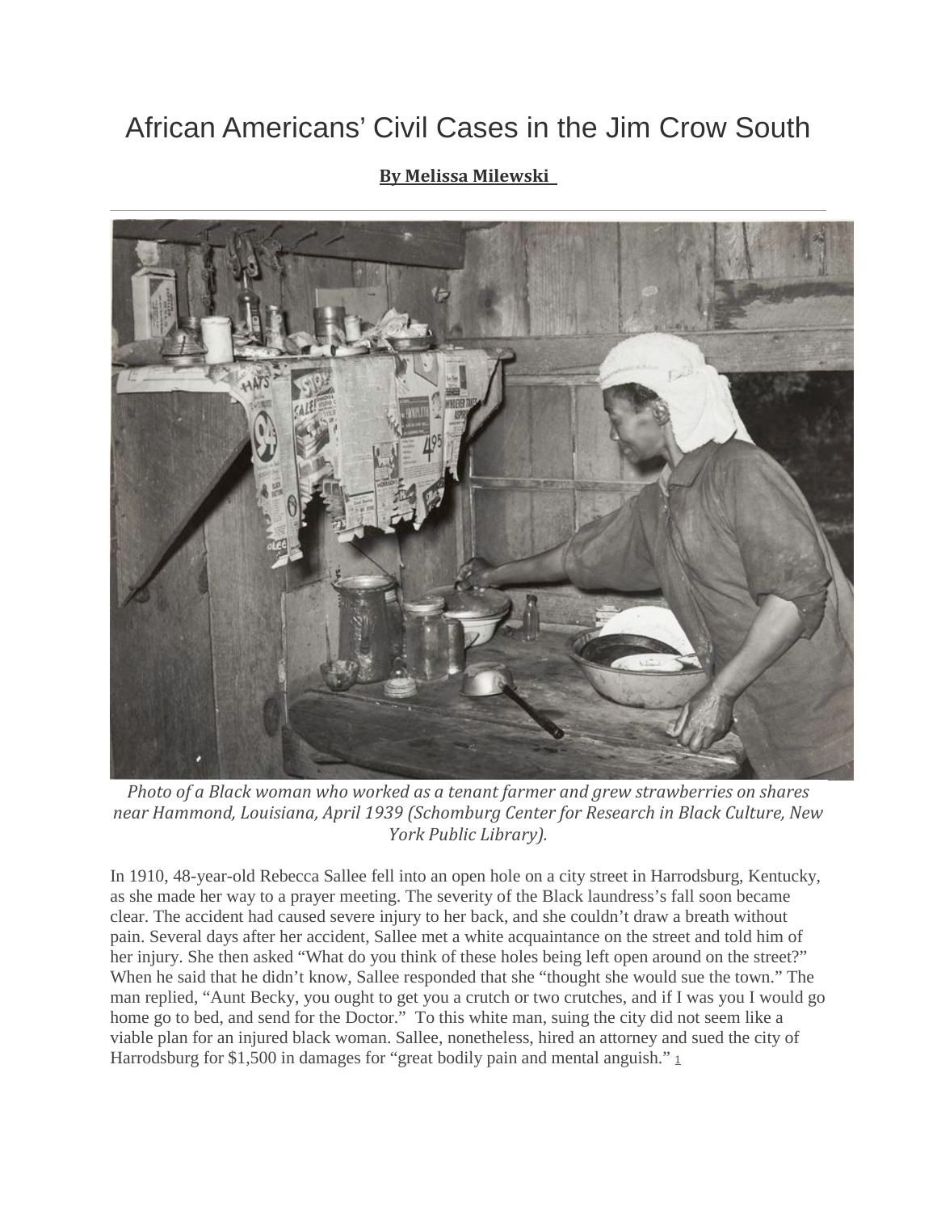# African Americans' Civil Cases in the Jim Crow South

**By Melissa Milewski**

*Photo of a Black woman who worked as a tenant farmer and grew strawberries on shares near Hammond, Louisiana, April 1939 (Schomburg Center for Research in Black Culture, New York Public Library).*

In 1910, 48-year-old Rebecca Sallee fell into an open hole on a city street in Harrodsburg, Kentucky, as she made her way to a prayer meeting. The severity of the Black laundress's fall soon became clear. The accident had caused severe injury to her back, and she couldn't draw a breath without pain. Several days after her accident, Sallee met a white acquaintance on the street and told him of her injury. She then asked "What do you think of these holes being left open around on the street?" When he said that he didn't know, Sallee responded that she "thought she would sue the town." The man replied, "Aunt Becky, you ought to get you a crutch or two crutches, and if I was you I would go home go to bed, and send for the Doctor." To this white man, suing the city did not seem like a viable plan for an injured black woman. Sallee, nonetheless, hired an attorney and sued the city of Harrodsburg for $1,500 in damages for "great bodily pain and mental anguish." [1]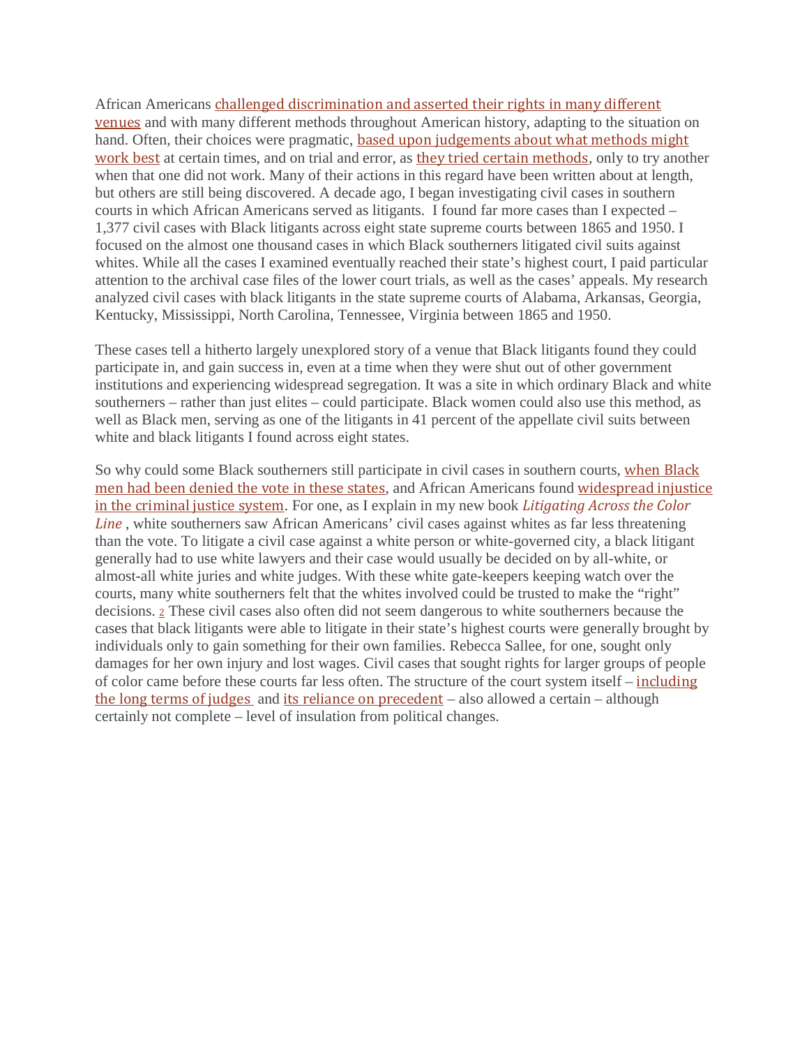African Americans challenged discrimination and asserted their rights in many different venues and with many different methods throughout American history, adapting to the situation on hand. Often, their choices were pragmatic, based upon judgements about what methods might work best at certain times, and on trial and error, as they tried certain methods, only to try another when that one did not work. Many of their actions in this regard have been written about at length, but others are still being discovered. A decade ago, I began investigating civil cases in southern courts in which African Americans served as litigants.  I found far more cases than I expected – 1,377 civil cases with Black litigants across eight state supreme courts between 1865 and 1950. I focused on the almost one thousand cases in which Black southerners litigated civil suits against whites. While all the cases I examined eventually reached their state's highest court, I paid particular attention to the archival case files of the lower court trials, as well as the cases' appeals. My research analyzed civil cases with black litigants in the state supreme courts of Alabama, Arkansas, Georgia, Kentucky, Mississippi, North Carolina, Tennessee, Virginia between 1865 and 1950.

These cases tell a hitherto largely unexplored story of a venue that Black litigants found they could participate in, and gain success in, even at a time when they were shut out of other government institutions and experiencing widespread segregation. It was a site in which ordinary Black and white southerners – rather than just elites – could participate. Black women could also use this method, as well as Black men, serving as one of the litigants in 41 percent of the appellate civil suits between white and black litigants I found across eight states.

So why could some Black southerners still participate in civil cases in southern courts, when Black men had been denied the vote in these states, and African Americans found widespread injustice in the criminal justice system. For one, as I explain in my new book *Litigating Across the Color Line* , white southerners saw African Americans' civil cases against whites as far less threatening than the vote. To litigate a civil case against a white person or white-governed city, a black litigant generally had to use white lawyers and their case would usually be decided on by all-white, or almost-all white juries and white judges. With these white gate-keepers keeping watch over the courts, many white southerners felt that the whites involved could be trusted to make the "right" decisions. [2] These civil cases also often did not seem dangerous to white southerners because the cases that black litigants were able to litigate in their state's highest courts were generally brought by individuals only to gain something for their own families. Rebecca Sallee, for one, sought only damages for her own injury and lost wages. Civil cases that sought rights for larger groups of people of color came before these courts far less often. The structure of the court system itself – including the long terms of judges and its reliance on precedent – also allowed a certain – although certainly not complete – level of insulation from political changes.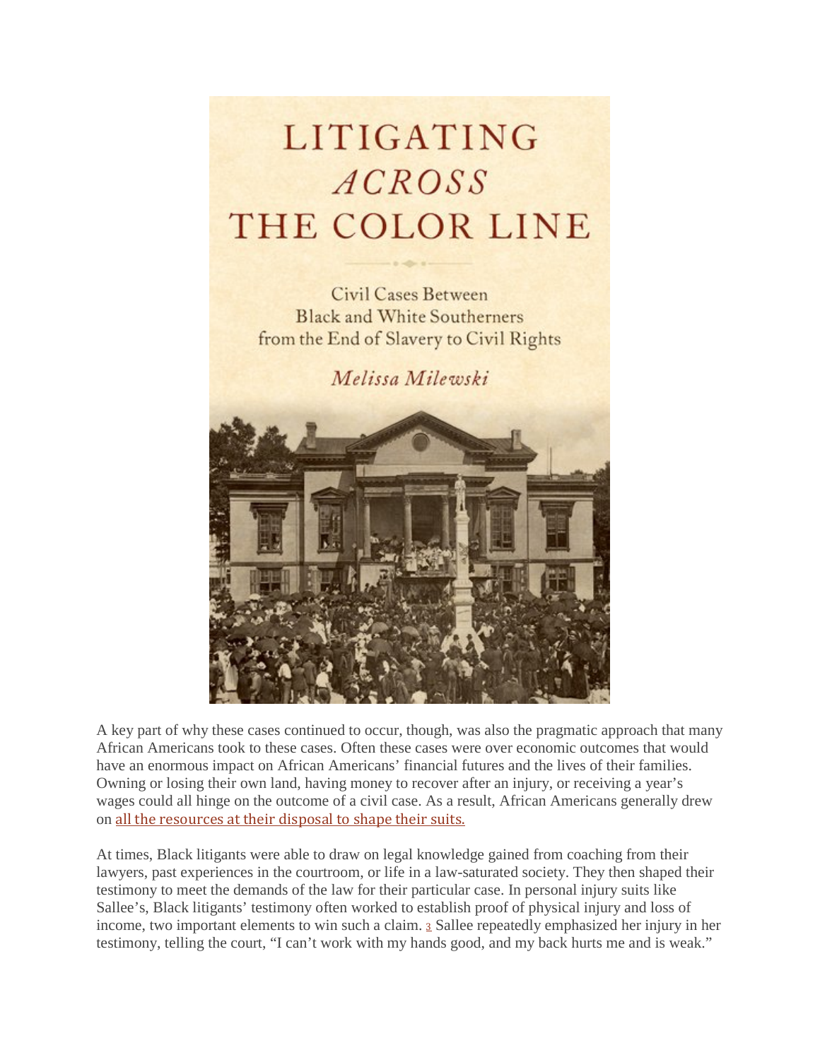A key part of why these cases continued to occur, though, was also the pragmatic approach that many African Americans took to these cases. Often these cases were over economic outcomes that would have an enormous impact on African Americans' financial futures and the lives of their families. Owning or losing their own land, having money to recover after an injury, or receiving a year's wages could all hinge on the outcome of a civil case. As a result, African Americans generally drew on all the resources at their disposal to shape their suits.

At times, Black litigants were able to draw on legal knowledge gained from coaching from their lawyers, past experiences in the courtroom, or life in a law-saturated society. They then shaped their testimony to meet the demands of the law for their particular case. In personal injury suits like Sallee's, Black litigants' testimony often worked to establish proof of physical injury and loss of income, two important elements to win such a claim. [3] Sallee repeatedly emphasized her injury in her testimony, telling the court, "I can't work with my hands good, and my back hurts me and is weak."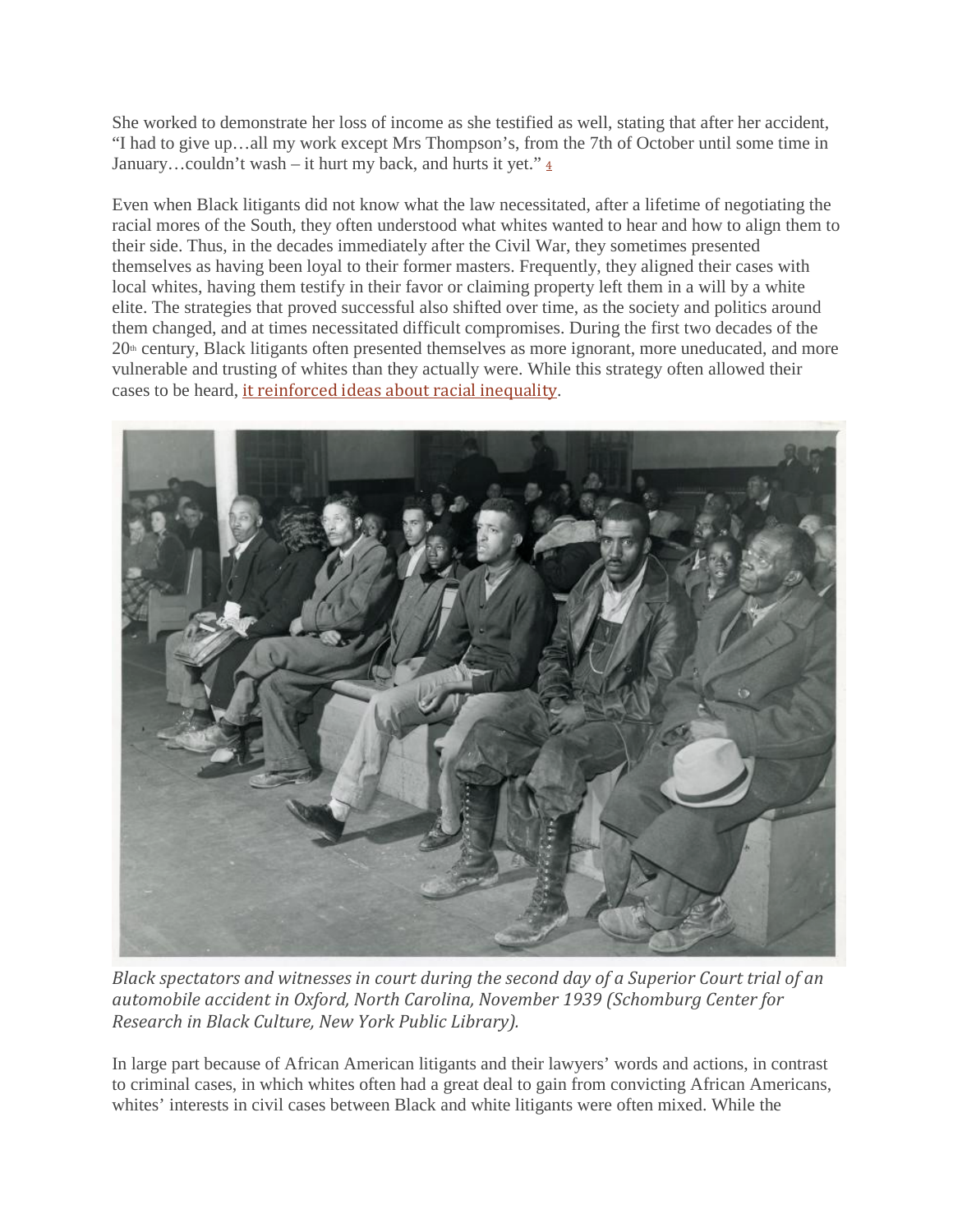She worked to demonstrate her loss of income as she testified as well, stating that after her accident, "I had to give up…all my work except Mrs Thompson's, from the 7th of October until some time in January…couldn't wash – it hurt my back, and hurts it yet." [4]

Even when Black litigants did not know what the law necessitated, after a lifetime of negotiating the racial mores of the South, they often understood what whites wanted to hear and how to align them to their side. Thus, in the decades immediately after the Civil War, they sometimes presented themselves as having been loyal to their former masters. Frequently, they aligned their cases with local whites, having them testify in their favor or claiming property left them in a will by a white elite. The strategies that proved successful also shifted over time, as the society and politics around them changed, and at times necessitated difficult compromises. During the first two decades of the 20th century, Black litigants often presented themselves as more ignorant, more uneducated, and more vulnerable and trusting of whites than they actually were. While this strategy often allowed their cases to be heard, it reinforced ideas about racial inequality.

*Black spectators and witnesses in court during the second day of a Superior Court trial of an automobile accident in Oxford, North Carolina, November 1939 (Schomburg Center for Research in Black Culture, New York Public Library).*

In large part because of African American litigants and their lawyers' words and actions, in contrast to criminal cases, in which whites often had a great deal to gain from convicting African Americans, whites' interests in civil cases between Black and white litigants were often mixed. While the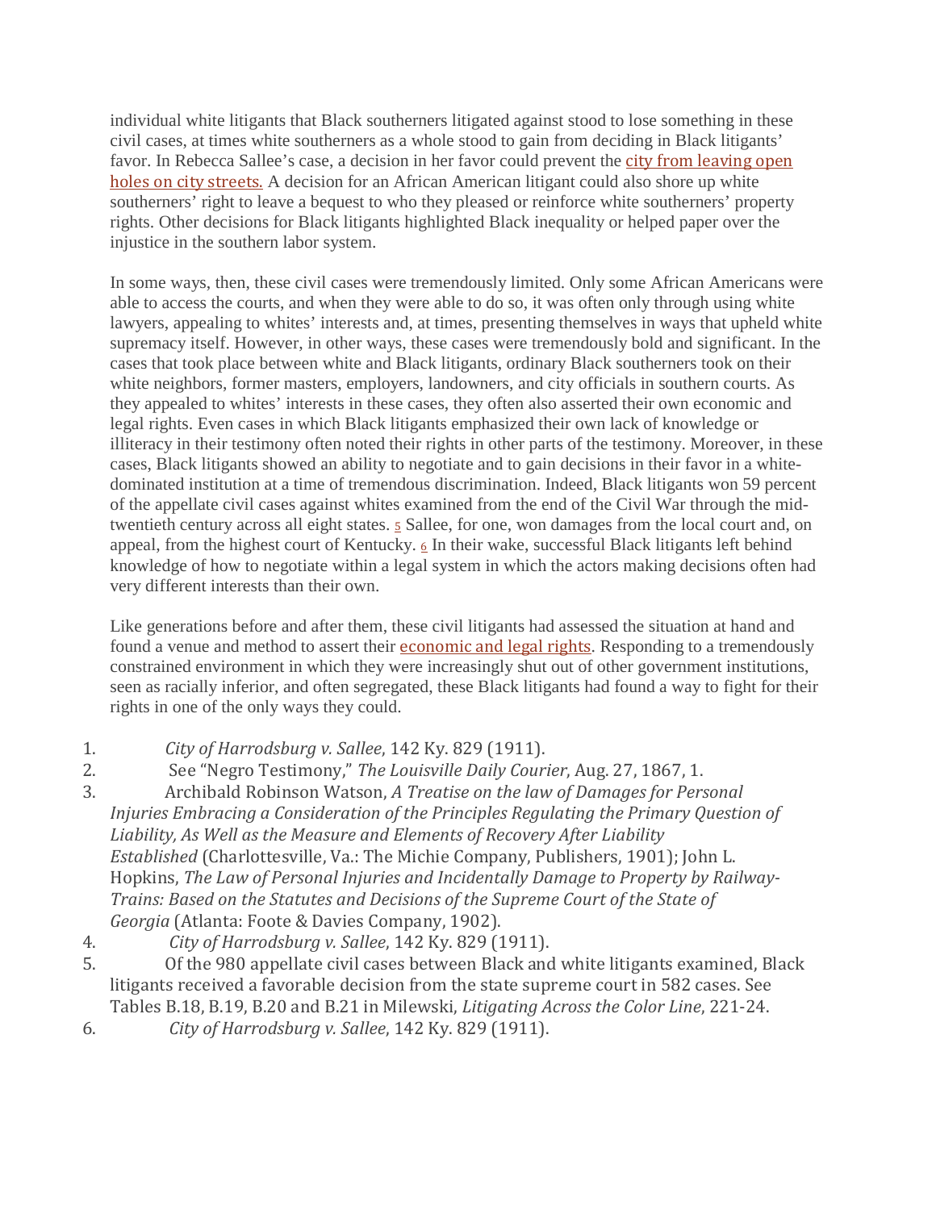individual white litigants that Black southerners litigated against stood to lose something in these civil cases, at times white southerners as a whole stood to gain from deciding in Black litigants' favor. In Rebecca Sallee's case, a decision in her favor could prevent the city from leaving open holes on city streets. A decision for an African American litigant could also shore up white southerners' right to leave a bequest to who they pleased or reinforce white southerners' property rights. Other decisions for Black litigants highlighted Black inequality or helped paper over the injustice in the southern labor system.

In some ways, then, these civil cases were tremendously limited. Only some African Americans were able to access the courts, and when they were able to do so, it was often only through using white lawyers, appealing to whites' interests and, at times, presenting themselves in ways that upheld white supremacy itself. However, in other ways, these cases were tremendously bold and significant. In the cases that took place between white and Black litigants, ordinary Black southerners took on their white neighbors, former masters, employers, landowners, and city officials in southern courts. As they appealed to whites' interests in these cases, they often also asserted their own economic and legal rights. Even cases in which Black litigants emphasized their own lack of knowledge or illiteracy in their testimony often noted their rights in other parts of the testimony. Moreover, in these cases, Black litigants showed an ability to negotiate and to gain decisions in their favor in a white-dominated institution at a time of tremendous discrimination. Indeed, Black litigants won 59 percent of the appellate civil cases against whites examined from the end of the Civil War through the mid-twentieth century across all eight states. [5] Sallee, for one, won damages from the local court and, on appeal, from the highest court of Kentucky. [6] In their wake, successful Black litigants left behind knowledge of how to negotiate within a legal system in which the actors making decisions often had very different interests than their own.

Like generations before and after them, these civil litigants had assessed the situation at hand and found a venue and method to assert their economic and legal rights. Responding to a tremendously constrained environment in which they were increasingly shut out of other government institutions, seen as racially inferior, and often segregated, these Black litigants had found a way to fight for their rights in one of the only ways they could.

1. *City of Harrodsburg v. Sallee*, 142 Ky. 829 (1911).
2. See "Negro Testimony," *The Louisville Daily Courier*, Aug. 27, 1867, 1.
3. Archibald Robinson Watson, *A Treatise on the law of Damages for Personal Injuries Embracing a Consideration of the Principles Regulating the Primary Question of Liability, As Well as the Measure and Elements of Recovery After Liability Established* (Charlottesville, Va.: The Michie Company, Publishers, 1901); John L. Hopkins, *The Law of Personal Injuries and Incidentally Damage to Property by Railway-Trains: Based on the Statutes and Decisions of the Supreme Court of the State of Georgia* (Atlanta: Foote & Davies Company, 1902).
4. *City of Harrodsburg v. Sallee*, 142 Ky. 829 (1911).
5. Of the 980 appellate civil cases between Black and white litigants examined, Black litigants received a favorable decision from the state supreme court in 582 cases. See Tables B.18, B.19, B.20 and B.21 in Milewski, *Litigating Across the Color Line*, 221-24.
6. *City of Harrodsburg v. Sallee*, 142 Ky. 829 (1911).